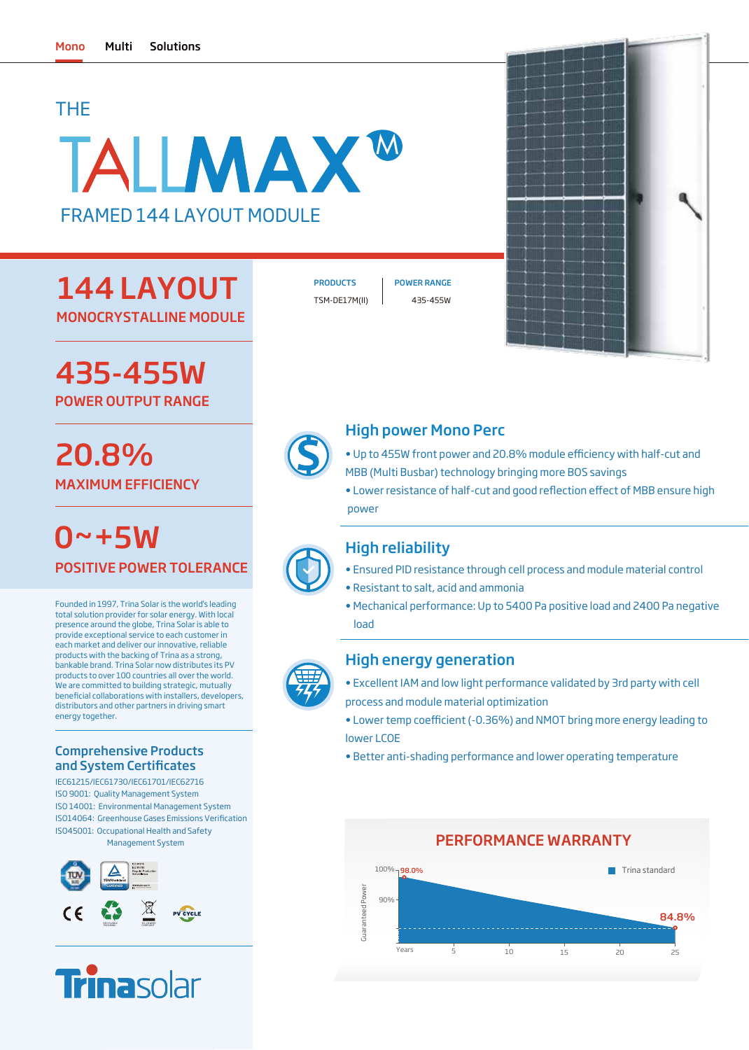Mono Multi Solutions

THE

# TALLMAX M

## FRAMED 144 LAYOUT MODULE

## 144 LAYOUT

MONOCRYSTALLINE MODULE

| PRODUCTS | POWER RANGE |
|---|---|
| TSM-DE17M(II) | 435-455W |

## 435-455W

POWER OUTPUT RANGE

## 20.8%

MAXIMUM EFFICIENCY

## 0~+5W

POSITIVE POWER TOLERANCE

Founded in 1997, Trina Solar is the world's leading total solution provider for solar energy. With local presence around the globe, Trina Solar is able to provide exceptional service to each customer in each market and deliver our innovative, reliable products with the backing of Trina as a strong, bankable brand. Trina Solar now distributes its PV products to over 100 countries all over the world. We are committed to building strategic, mutually beneficial collaborations with installers, developers, distributors and other partners in driving smart energy together.

### Comprehensive Products and System Certificates

IEC61215/IEC61730/IEC61701/IEC62716
ISO 9001: Quality Management System
ISO 14001: Environmental Management System
ISO14064: Greenhouse Gases Emissions Verification
ISO45001: Occupational Health and Safety Management System

### High power Mono Perc

- Up to 455W front power and 20.8% module efficiency with half-cut and MBB (Multi Busbar) technology bringing more BOS savings
- Lower resistance of half-cut and good reflection effect of MBB ensure high power

### High reliability

- Ensured PID resistance through cell process and module material control
- Resistant to salt, acid and ammonia
- Mechanical performance: Up to 5400 Pa positive load and 2400 Pa negative load

### High energy generation

- Excellent IAM and low light performance validated by 3rd party with cell process and module material optimization
- Lower temp coefficient (-0.36%) and NMOT bring more energy leading to lower LCOE
- Better anti-shading performance and lower operating temperature

### PERFORMANCE WARRANTY

Trina standard: 98.0% (Year 1) declining to 84.8% (Year 25)

Guaranteed Power: 100%, 90%; Years: 5, 10, 15, 20, 25

Trinasolar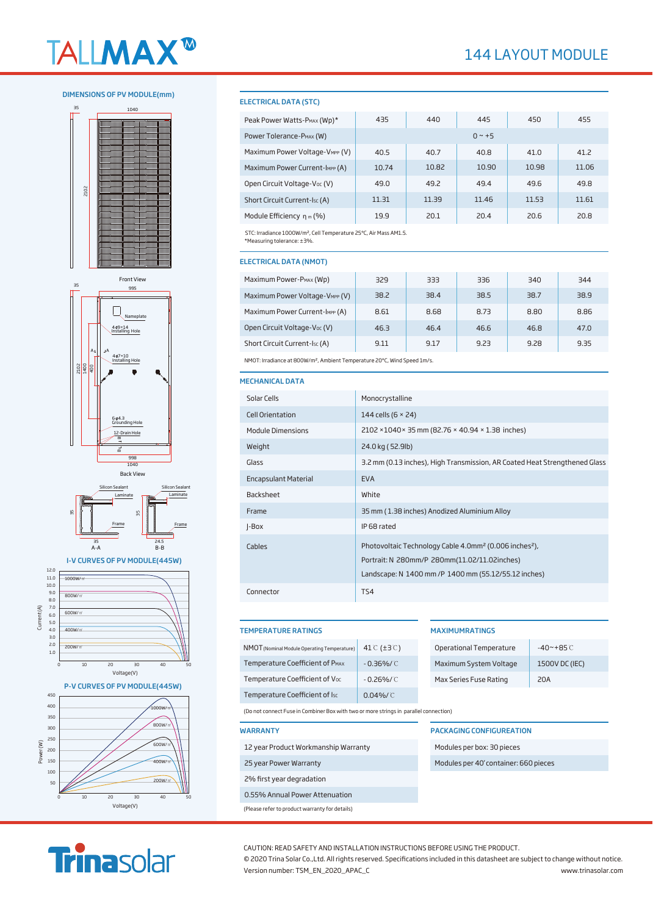# TALLMAX

## 144 LAYOUT MODULE

### DIMENSIONS OF PV MODULE(mm)

35
1040
2102
Front View

35
995
Nameplate
4-φ9×14 Installing Hole
A A
4-φ7×10 Installing Hole
2102
1400
400
6-φ4.3 Grounding Hole
12-Drain Hole
998
1040
Back View

Silicon Sealant
Laminate
Frame
35
35
A-A

Silicon Sealant
Laminate
Frame
35
24.5
B-B

### I-V CURVES OF PV MODULE(445W)

Current(A)
12.0
11.0
10.0
9.0
8.0
7.0
6.0
5.0
4.0
3.0
2.0
1.0
1000W/㎡
800W/㎡
600W/㎡
400W/㎡
200W/㎡
0 10 20 30 40 50
Voltage(V)

### P-V CURVES OF PV MODULE(445W)

Power(W)
450
400
350
300
250
200
150
100
50
1000W/㎡
800W/㎡
600W/㎡
400W/㎡
200W/㎡
0 10 20 30 40 50
Voltage(V)

### ELECTRICAL DATA (STC)

| | | | | | |
|---|---|---|---|---|---|
| Peak Power Watts-$P_{MAX}$ (Wp)* | 435 | 440 | 445 | 450 | 455 |
| Power Tolerance-$P_{MAX}$ (W) | 0 ~ +5 | | | | |
| Maximum Power Voltage-$V_{MPP}$ (V) | 40.5 | 40.7 | 40.8 | 41.0 | 41.2 |
| Maximum Power Current-$I_{MPP}$ (A) | 10.74 | 10.82 | 10.90 | 10.98 | 11.06 |
| Open Circuit Voltage-$V_{OC}$ (V) | 49.0 | 49.2 | 49.4 | 49.6 | 49.8 |
| Short Circuit Current-$I_{SC}$ (A) | 11.31 | 11.39 | 11.46 | 11.53 | 11.61 |
| Module Efficiency $\eta_m$ (%) | 19.9 | 20.1 | 20.4 | 20.6 | 20.8 |

STC: Irradiance 1000W/m², Cell Temperature 25°C, Air Mass AM1.5.
*Measuring tolerance: ±3%.

### ELECTRICAL DATA (NMOT)

| | | | | | |
|---|---|---|---|---|---|
| Maximum Power-$P_{MAX}$ (Wp) | 329 | 333 | 336 | 340 | 344 |
| Maximum Power Voltage-$V_{MPP}$ (V) | 38.2 | 38.4 | 38.5 | 38.7 | 38.9 |
| Maximum Power Current-$I_{MPP}$ (A) | 8.61 | 8.68 | 8.73 | 8.80 | 8.86 |
| Open Circuit Voltage-$V_{OC}$ (V) | 46.3 | 46.4 | 46.6 | 46.8 | 47.0 |
| Short Circuit Current-$I_{SC}$ (A) | 9.11 | 9.17 | 9.23 | 9.28 | 9.35 |

NMOT: Irradiance at 800W/m², Ambient Temperature 20°C, Wind Speed 1m/s.

### MECHANICAL DATA

| | |
|---|---|
| Solar Cells | Monocrystalline |
| Cell Orientation | 144 cells (6 × 24) |
| Module Dimensions | 2102 ×1040× 35 mm (82.76 × 40.94 × 1.38 inches) |
| Weight | 24.0 kg ( 52.9lb) |
| Glass | 3.2 mm (0.13 inches), High Transmission, AR Coated Heat Strengthened Glass |
| Encapsulant Material | EVA |
| Backsheet | White |
| Frame | 35 mm ( 1.38 inches) Anodized Aluminium Alloy |
| J-Box | IP 68 rated |
| Cables | Photovoltaic Technology Cable 4.0mm² (0.006 inches²), Portrait: N 280mm/P 280mm(11.02/11.02inches) Landscape: N 1400 mm /P 1400 mm (55.12/55.12 inches) |
| Connector | TS4 |

### TEMPERATURE RATINGS

| | |
|---|---|
| NMOT (Nominal Module Operating Temperature) | 41℃ (±3℃) |
| Temperature Coefficient of $P_{MAX}$ | - 0.36%/℃ |
| Temperature Coefficient of $V_{OC}$ | - 0.26%/℃ |
| Temperature Coefficient of $I_{SC}$ | 0.04%/℃ |

### MAXIMUMRATINGS

| | |
|---|---|
| Operational Temperature | -40~+85℃ |
| Maximum System Voltage | 1500V DC (IEC) |
| Max Series Fuse Rating | 20A |

(Do not connect Fuse in Combiner Box with two or more strings in parallel connection)

### WARRANTY

- 12 year Product Workmanship Warranty
- 25 year Power Warranty
- 2% first year degradation
- 0.55% Annual Power Attenuation

(Please refer to product warranty for details)

### PACKAGING CONFIGUREATION

- Modules per box: 30 pieces
- Modules per 40' container: 660 pieces

Trinasolar

CAUTION: READ SAFETY AND INSTALLATION INSTRUCTIONS BEFORE USING THE PRODUCT.
© 2020 Trina Solar Co.,Ltd. All rights reserved. Specifications included in this datasheet are subject to change without notice.
Version number: TSM_EN_2020_APAC_C
www.trinasolar.com